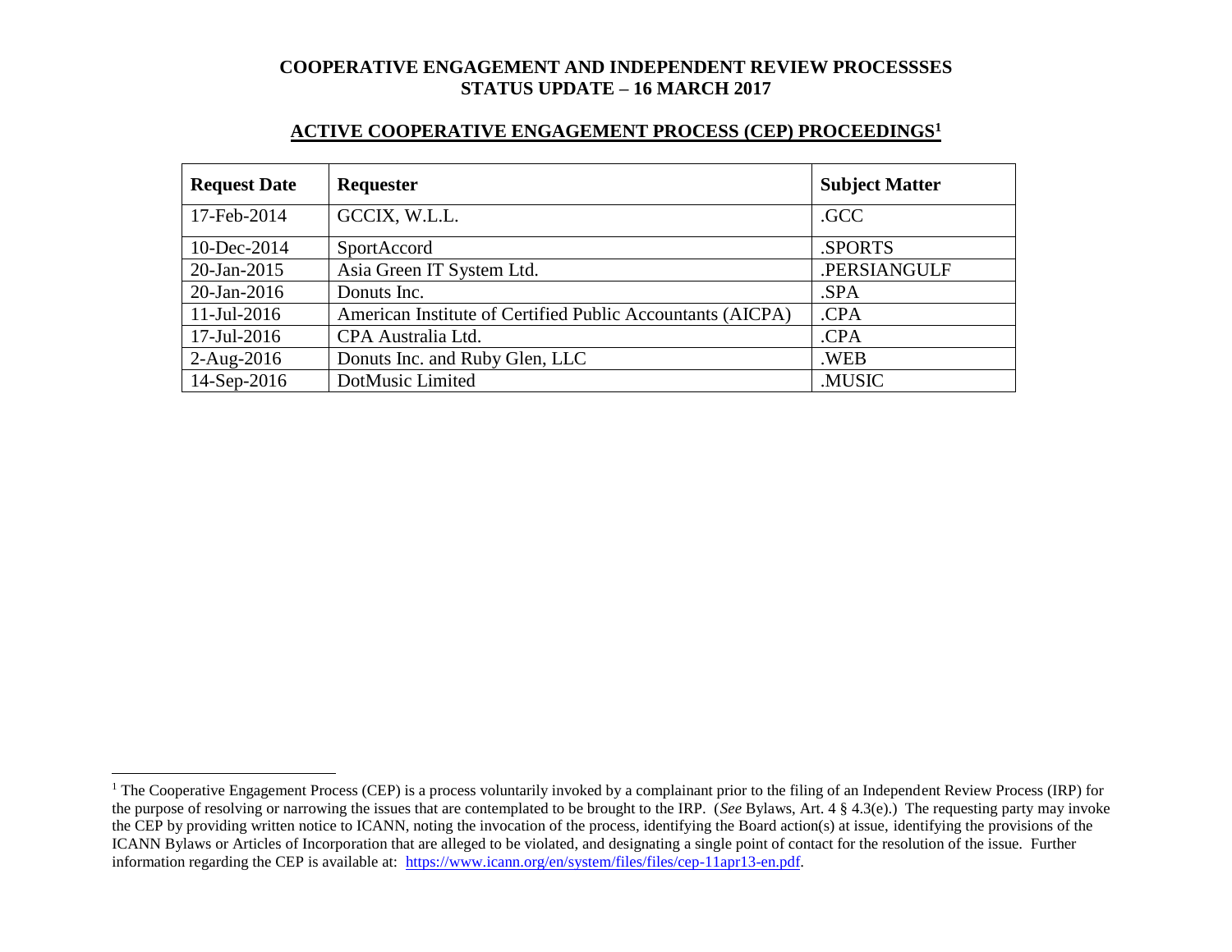**COOPERATIVE ENGAGEMENT AND INDEPENDENT REVIEW PROCESSSES**
**STATUS UPDATE – 16 MARCH 2017**

## ACTIVE COOPERATIVE ENGAGEMENT PROCESS (CEP) PROCEEDINGS[1]

| Request Date | Requester | Subject Matter |
|---|---|---|
| 17-Feb-2014 | GCCIX, W.L.L. | .GCC |
| 10-Dec-2014 | SportAccord | .SPORTS |
| 20-Jan-2015 | Asia Green IT System Ltd. | .PERSIANGULF |
| 20-Jan-2016 | Donuts Inc. | .SPA |
| 11-Jul-2016 | American Institute of Certified Public Accountants (AICPA) | .CPA |
| 17-Jul-2016 | CPA Australia Ltd. | .CPA |
| 2-Aug-2016 | Donuts Inc. and Ruby Glen, LLC | .WEB |
| 14-Sep-2016 | DotMusic Limited | .MUSIC |

[1] The Cooperative Engagement Process (CEP) is a process voluntarily invoked by a complainant prior to the filing of an Independent Review Process (IRP) for the purpose of resolving or narrowing the issues that are contemplated to be brought to the IRP. (*See* Bylaws, Art. 4 § 4.3(e).) The requesting party may invoke the CEP by providing written notice to ICANN, noting the invocation of the process, identifying the Board action(s) at issue, identifying the provisions of the ICANN Bylaws or Articles of Incorporation that are alleged to be violated, and designating a single point of contact for the resolution of the issue. Further information regarding the CEP is available at: https://www.icann.org/en/system/files/files/cep-11apr13-en.pdf.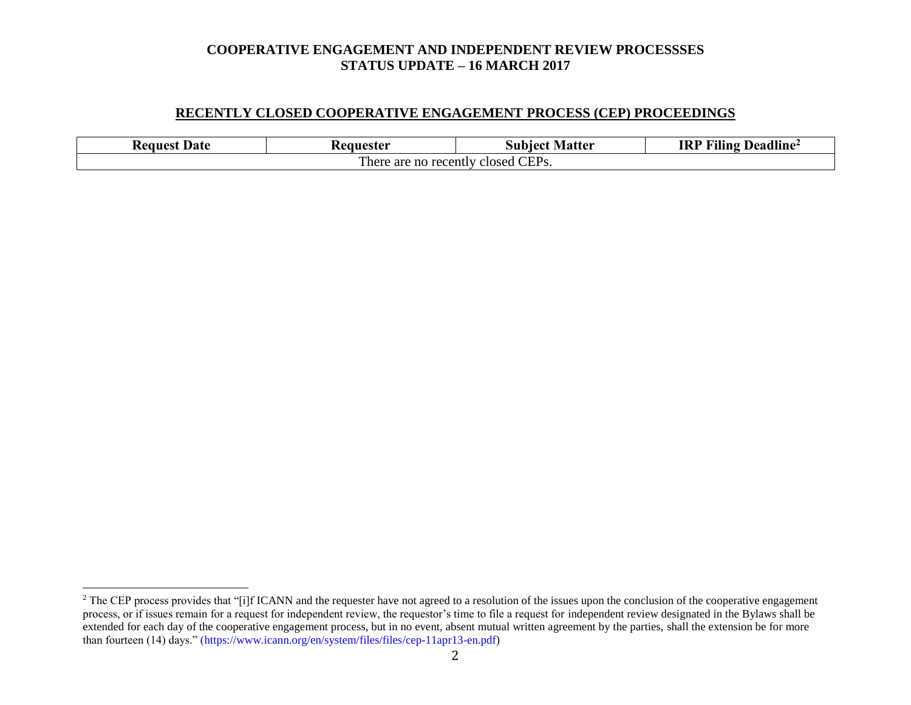# COOPERATIVE ENGAGEMENT AND INDEPENDENT REVIEW PROCESSSES
# STATUS UPDATE – 16 MARCH 2017

## RECENTLY CLOSED COOPERATIVE ENGAGEMENT PROCESS (CEP) PROCEEDINGS

| Request Date | Requester | Subject Matter | IRP Filing Deadline[2] |
|---|---|---|---|
| There are no recently closed CEPs. | | | |

[2] The CEP process provides that "[i]f ICANN and the requester have not agreed to a resolution of the issues upon the conclusion of the cooperative engagement process, or if issues remain for a request for independent review, the requestor's time to file a request for independent review designated in the Bylaws shall be extended for each day of the cooperative engagement process, but in no event, absent mutual written agreement by the parties, shall the extension be for more than fourteen (14) days." (https://www.icann.org/en/system/files/files/cep-11apr13-en.pdf)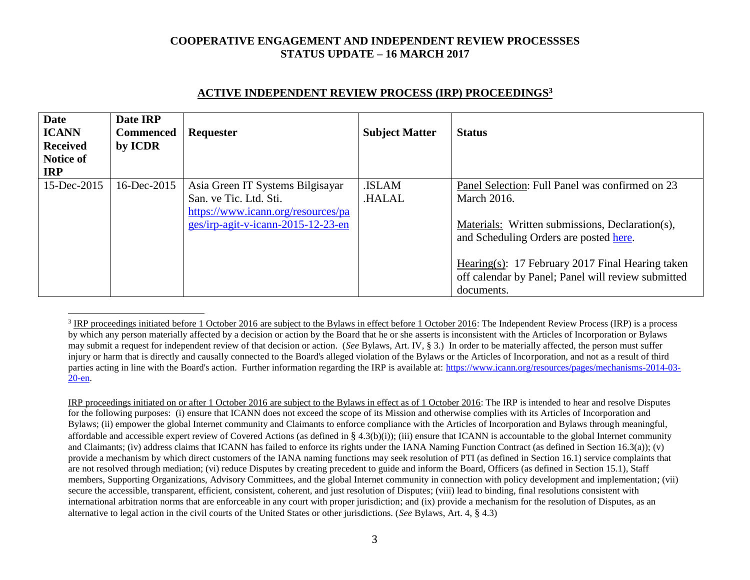# COOPERATIVE ENGAGEMENT AND INDEPENDENT REVIEW PROCESSSES
# STATUS UPDATE – 16 MARCH 2017

## ACTIVE INDEPENDENT REVIEW PROCESS (IRP) PROCEEDINGS[3]

| Date ICANN Received Notice of IRP | Date IRP Commenced by ICDR | Requester | Subject Matter | Status |
|---|---|---|---|---|
| 15-Dec-2015 | 16-Dec-2015 | Asia Green IT Systems Bilgisayar San. ve Tic. Ltd. Sti. https://www.icann.org/resources/pages/irp-agit-v-icann-2015-12-23-en | .ISLAM .HALAL | Panel Selection: Full Panel was confirmed on 23 March 2016.<br><br>Materials: Written submissions, Declaration(s), and Scheduling Orders are posted here.<br><br>Hearing(s): 17 February 2017 Final Hearing taken off calendar by Panel; Panel will review submitted documents. |

[3] IRP proceedings initiated before 1 October 2016 are subject to the Bylaws in effect before 1 October 2016: The Independent Review Process (IRP) is a process by which any person materially affected by a decision or action by the Board that he or she asserts is inconsistent with the Articles of Incorporation or Bylaws may submit a request for independent review of that decision or action. (*See* Bylaws, Art. IV, § 3.) In order to be materially affected, the person must suffer injury or harm that is directly and causally connected to the Board's alleged violation of the Bylaws or the Articles of Incorporation, and not as a result of third parties acting in line with the Board's action. Further information regarding the IRP is available at: https://www.icann.org/resources/pages/mechanisms-2014-03-20-en.

IRP proceedings initiated on or after 1 October 2016 are subject to the Bylaws in effect as of 1 October 2016: The IRP is intended to hear and resolve Disputes for the following purposes: (i) ensure that ICANN does not exceed the scope of its Mission and otherwise complies with its Articles of Incorporation and Bylaws; (ii) empower the global Internet community and Claimants to enforce compliance with the Articles of Incorporation and Bylaws through meaningful, affordable and accessible expert review of Covered Actions (as defined in § 4.3(b)(i)); (iii) ensure that ICANN is accountable to the global Internet community and Claimants; (iv) address claims that ICANN has failed to enforce its rights under the IANA Naming Function Contract (as defined in Section 16.3(a)); (v) provide a mechanism by which direct customers of the IANA naming functions may seek resolution of PTI (as defined in Section 16.1) service complaints that are not resolved through mediation; (vi) reduce Disputes by creating precedent to guide and inform the Board, Officers (as defined in Section 15.1), Staff members, Supporting Organizations, Advisory Committees, and the global Internet community in connection with policy development and implementation; (vii) secure the accessible, transparent, efficient, consistent, coherent, and just resolution of Disputes; (viii) lead to binding, final resolutions consistent with international arbitration norms that are enforceable in any court with proper jurisdiction; and (ix) provide a mechanism for the resolution of Disputes, as an alternative to legal action in the civil courts of the United States or other jurisdictions. (*See* Bylaws, Art. 4, § 4.3)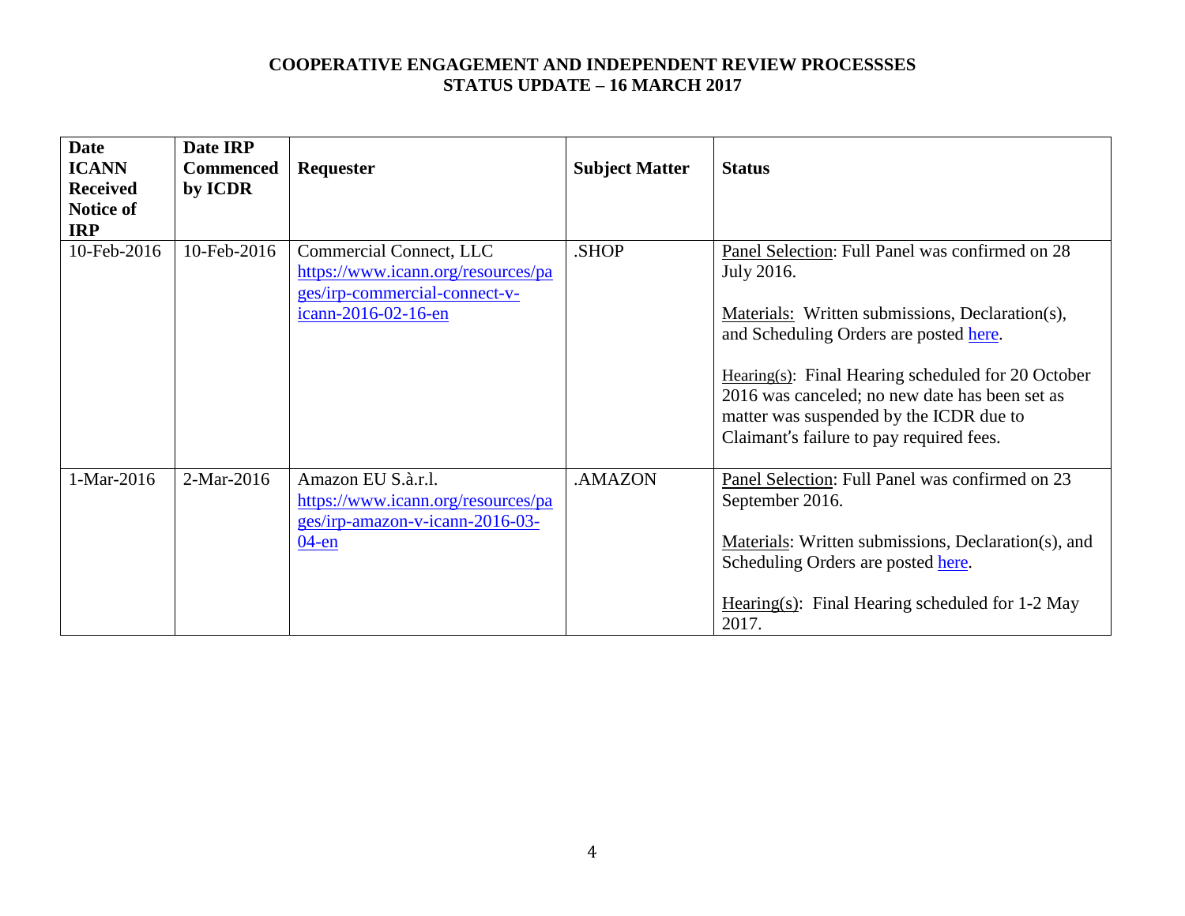**COOPERATIVE ENGAGEMENT AND INDEPENDENT REVIEW PROCESSSES**
**STATUS UPDATE – 16 MARCH 2017**

| Date ICANN Received Notice of IRP | Date IRP Commenced by ICDR | Requester | Subject Matter | Status |
|---|---|---|---|---|
| 10-Feb-2016 | 10-Feb-2016 | Commercial Connect, LLC https://www.icann.org/resources/pages/irp-commercial-connect-v-icann-2016-02-16-en | .SHOP | Panel Selection: Full Panel was confirmed on 28 July 2016.<br><br>Materials: Written submissions, Declaration(s), and Scheduling Orders are posted here.<br><br>Hearing(s): Final Hearing scheduled for 20 October 2016 was canceled; no new date has been set as matter was suspended by the ICDR due to Claimant's failure to pay required fees. |
| 1-Mar-2016 | 2-Mar-2016 | Amazon EU S.à.r.l. https://www.icann.org/resources/pages/irp-amazon-v-icann-2016-03-04-en | .AMAZON | Panel Selection: Full Panel was confirmed on 23 September 2016.<br><br>Materials: Written submissions, Declaration(s), and Scheduling Orders are posted here.<br><br>Hearing(s): Final Hearing scheduled for 1-2 May 2017. |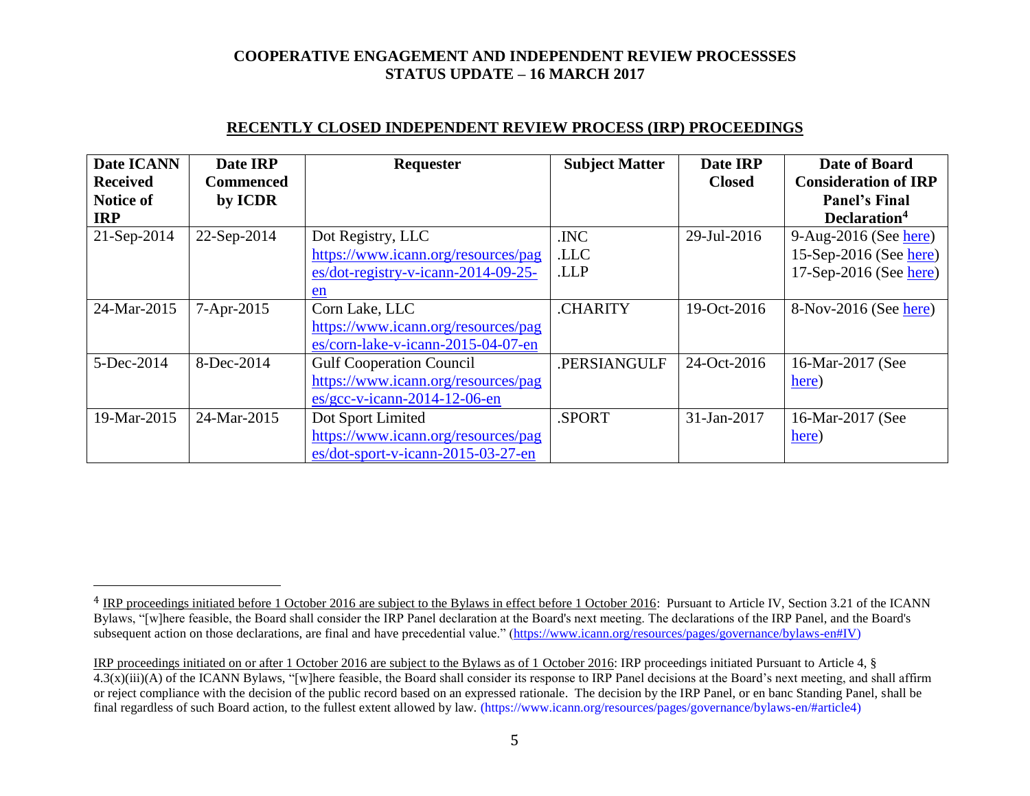**COOPERATIVE ENGAGEMENT AND INDEPENDENT REVIEW PROCESSSES**
**STATUS UPDATE – 16 MARCH 2017**

## RECENTLY CLOSED INDEPENDENT REVIEW PROCESS (IRP) PROCEEDINGS

| Date ICANN Received Notice of IRP | Date IRP Commenced by ICDR | Requester | Subject Matter | Date IRP Closed | Date of Board Consideration of IRP Panel's Final Declaration[4] |
|---|---|---|---|---|---|
| 21-Sep-2014 | 22-Sep-2014 | Dot Registry, LLC https://www.icann.org/resources/pages/dot-registry-v-icann-2014-09-25-en | .INC .LLC .LLP | 29-Jul-2016 | 9-Aug-2016 (See here) 15-Sep-2016 (See here) 17-Sep-2016 (See here) |
| 24-Mar-2015 | 7-Apr-2015 | Corn Lake, LLC https://www.icann.org/resources/pages/corn-lake-v-icann-2015-04-07-en | .CHARITY | 19-Oct-2016 | 8-Nov-2016 (See here) |
| 5-Dec-2014 | 8-Dec-2014 | Gulf Cooperation Council https://www.icann.org/resources/pages/gcc-v-icann-2014-12-06-en | .PERSIANGULF | 24-Oct-2016 | 16-Mar-2017 (See here) |
| 19-Mar-2015 | 24-Mar-2015 | Dot Sport Limited https://www.icann.org/resources/pages/dot-sport-v-icann-2015-03-27-en | .SPORT | 31-Jan-2017 | 16-Mar-2017 (See here) |

[4] IRP proceedings initiated before 1 October 2016 are subject to the Bylaws in effect before 1 October 2016: Pursuant to Article IV, Section 3.21 of the ICANN Bylaws, "[w]here feasible, the Board shall consider the IRP Panel declaration at the Board's next meeting. The declarations of the IRP Panel, and the Board's subsequent action on those declarations, are final and have precedential value." (https://www.icann.org/resources/pages/governance/bylaws-en#IV)

IRP proceedings initiated on or after 1 October 2016 are subject to the Bylaws as of 1 October 2016: IRP proceedings initiated Pursuant to Article 4, § 4.3(x)(iii)(A) of the ICANN Bylaws, "[w]here feasible, the Board shall consider its response to IRP Panel decisions at the Board's next meeting, and shall affirm or reject compliance with the decision of the public record based on an expressed rationale. The decision by the IRP Panel, or en banc Standing Panel, shall be final regardless of such Board action, to the fullest extent allowed by law. (https://www.icann.org/resources/pages/governance/bylaws-en/#article4)